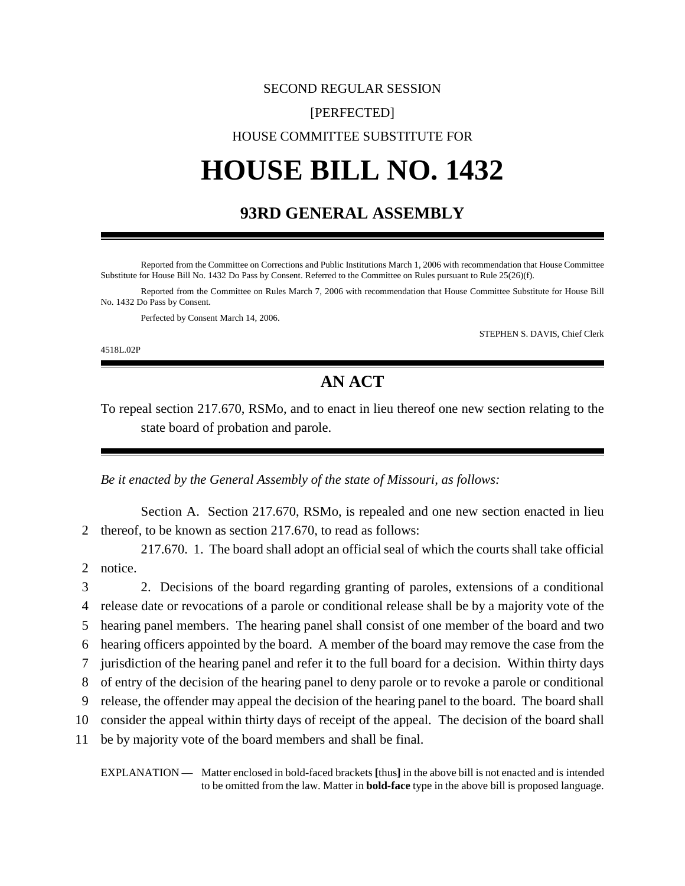SECOND REGULAR SESSION

[PERFECTED]

HOUSE COMMITTEE SUBSTITUTE FOR

# HOUSE BILL NO. 1432

## 93RD GENERAL ASSEMBLY

Reported from the Committee on Corrections and Public Institutions March 1, 2006 with recommendation that House Committee Substitute for House Bill No. 1432 Do Pass by Consent. Referred to the Committee on Rules pursuant to Rule 25(26)(f).

Reported from the Committee on Rules March 7, 2006 with recommendation that House Committee Substitute for House Bill No. 1432 Do Pass by Consent.

Perfected by Consent March 14, 2006.

STEPHEN S. DAVIS, Chief Clerk

4518L.02P

## AN ACT

To repeal section 217.670, RSMo, and to enact in lieu thereof one new section relating to the state board of probation and parole.

*Be it enacted by the General Assembly of the state of Missouri, as follows:*

Section A. Section 217.670, RSMo, is repealed and one new section enacted in lieu thereof, to be known as section 217.670, to read as follows:

217.670. 1. The board shall adopt an official seal of which the courts shall take official notice.

2. Decisions of the board regarding granting of paroles, extensions of a conditional release date or revocations of a parole or conditional release shall be by a majority vote of the hearing panel members. The hearing panel shall consist of one member of the board and two hearing officers appointed by the board. A member of the board may remove the case from the jurisdiction of the hearing panel and refer it to the full board for a decision. Within thirty days of entry of the decision of the hearing panel to deny parole or to revoke a parole or conditional release, the offender may appeal the decision of the hearing panel to the board. The board shall consider the appeal within thirty days of receipt of the appeal. The decision of the board shall be by majority vote of the board members and shall be final.

EXPLANATION — Matter enclosed in bold-faced brackets **[**thus**]** in the above bill is not enacted and is intended to be omitted from the law. Matter in **bold-face** type in the above bill is proposed language.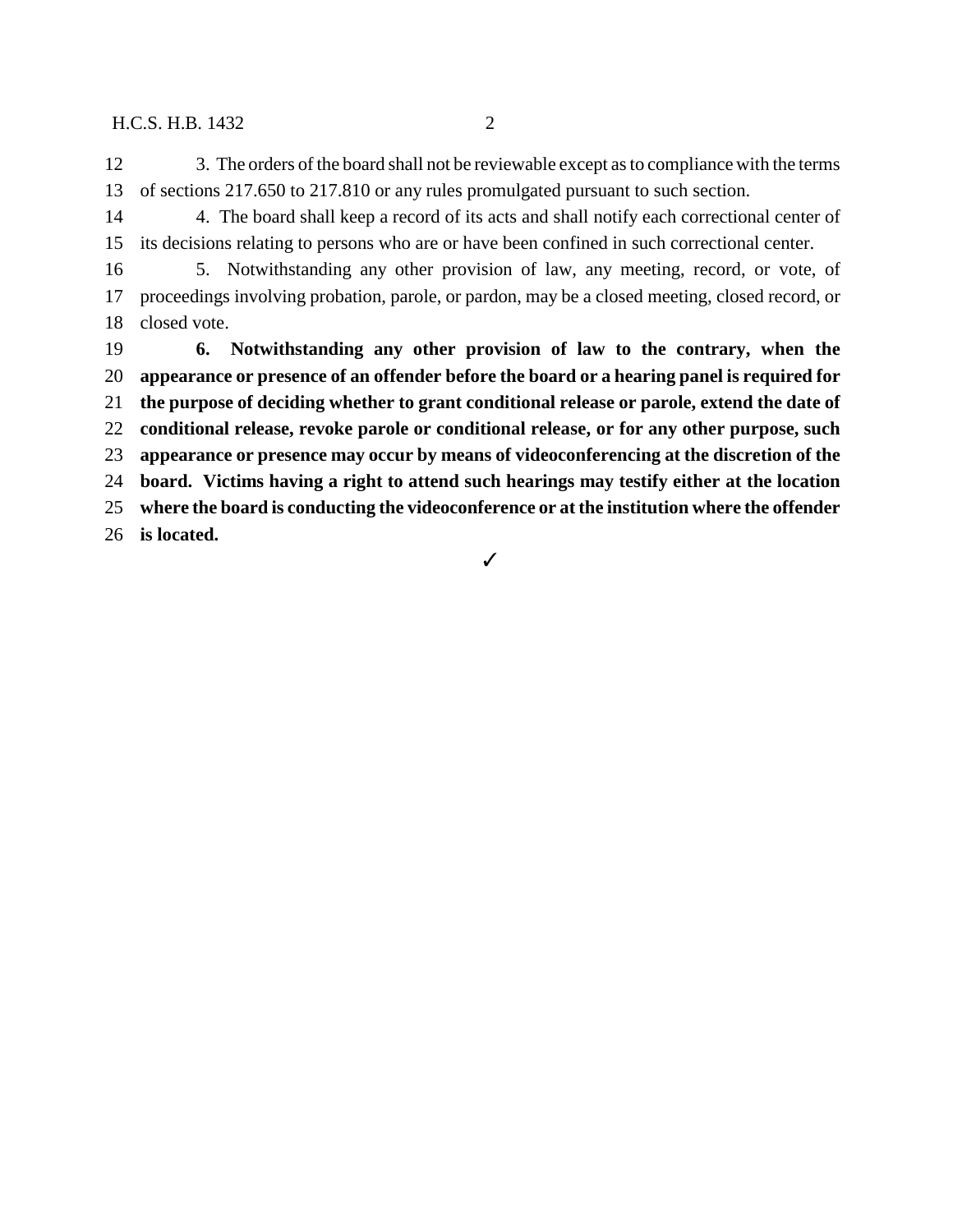3. The orders of the board shall not be reviewable except as to compliance with the terms of sections 217.650 to 217.810 or any rules promulgated pursuant to such section.

4. The board shall keep a record of its acts and shall notify each correctional center of its decisions relating to persons who are or have been confined in such correctional center.

5. Notwithstanding any other provision of law, any meeting, record, or vote, of proceedings involving probation, parole, or pardon, may be a closed meeting, closed record, or closed vote.

**6. Notwithstanding any other provision of law to the contrary, when the appearance or presence of an offender before the board or a hearing panel is required for the purpose of deciding whether to grant conditional release or parole, extend the date of conditional release, revoke parole or conditional release, or for any other purpose, such appearance or presence may occur by means of videoconferencing at the discretion of the board. Victims having a right to attend such hearings may testify either at the location where the board is conducting the videoconference or at the institution where the offender is located.**

✓